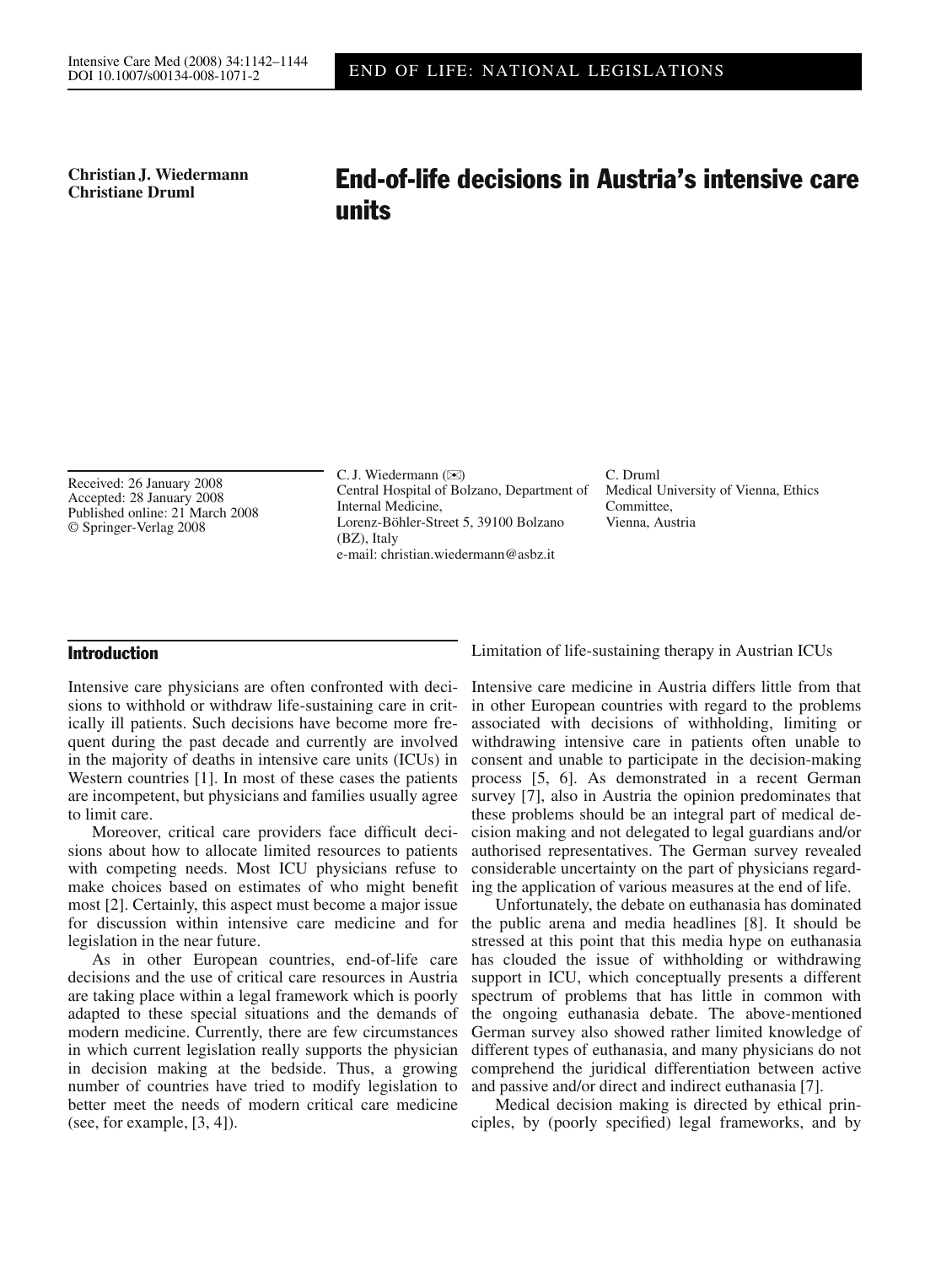**Christian J. Wiedermann**
**Christiane Druml**

# End-of-life decisions in Austria's intensive care units

Received: 26 January 2008
Accepted: 28 January 2008
Published online: 21 March 2008
© Springer-Verlag 2008

C. J. Wiedermann (✉)
Central Hospital of Bolzano, Department of Internal Medicine,
Lorenz-Böhler-Street 5, 39100 Bolzano (BZ), Italy
e-mail: christian.wiedermann@asbz.it

C. Druml
Medical University of Vienna, Ethics Committee,
Vienna, Austria

## Introduction

Intensive care physicians are often confronted with decisions to withhold or withdraw life-sustaining care in critically ill patients. Such decisions have become more frequent during the past decade and currently are involved in the majority of deaths in intensive care units (ICUs) in Western countries [1]. In most of these cases the patients are incompetent, but physicians and families usually agree to limit care.

Moreover, critical care providers face difficult decisions about how to allocate limited resources to patients with competing needs. Most ICU physicians refuse to make choices based on estimates of who might benefit most [2]. Certainly, this aspect must become a major issue for discussion within intensive care medicine and for legislation in the near future.

As in other European countries, end-of-life care decisions and the use of critical care resources in Austria are taking place within a legal framework which is poorly adapted to these special situations and the demands of modern medicine. Currently, there are few circumstances in which current legislation really supports the physician in decision making at the bedside. Thus, a growing number of countries have tried to modify legislation to better meet the needs of modern critical care medicine (see, for example, [3, 4]).

## Limitation of life-sustaining therapy in Austrian ICUs

Intensive care medicine in Austria differs little from that in other European countries with regard to the problems associated with decisions of withholding, limiting or withdrawing intensive care in patients often unable to consent and unable to participate in the decision-making process [5, 6]. As demonstrated in a recent German survey [7], also in Austria the opinion predominates that these problems should be an integral part of medical decision making and not delegated to legal guardians and/or authorised representatives. The German survey revealed considerable uncertainty on the part of physicians regarding the application of various measures at the end of life.

Unfortunately, the debate on euthanasia has dominated the public arena and media headlines [8]. It should be stressed at this point that this media hype on euthanasia has clouded the issue of withholding or withdrawing support in ICU, which conceptually presents a different spectrum of problems that has little in common with the ongoing euthanasia debate. The above-mentioned German survey also showed rather limited knowledge of different types of euthanasia, and many physicians do not comprehend the juridical differentiation between active and passive and/or direct and indirect euthanasia [7].

Medical decision making is directed by ethical principles, by (poorly specified) legal frameworks, and by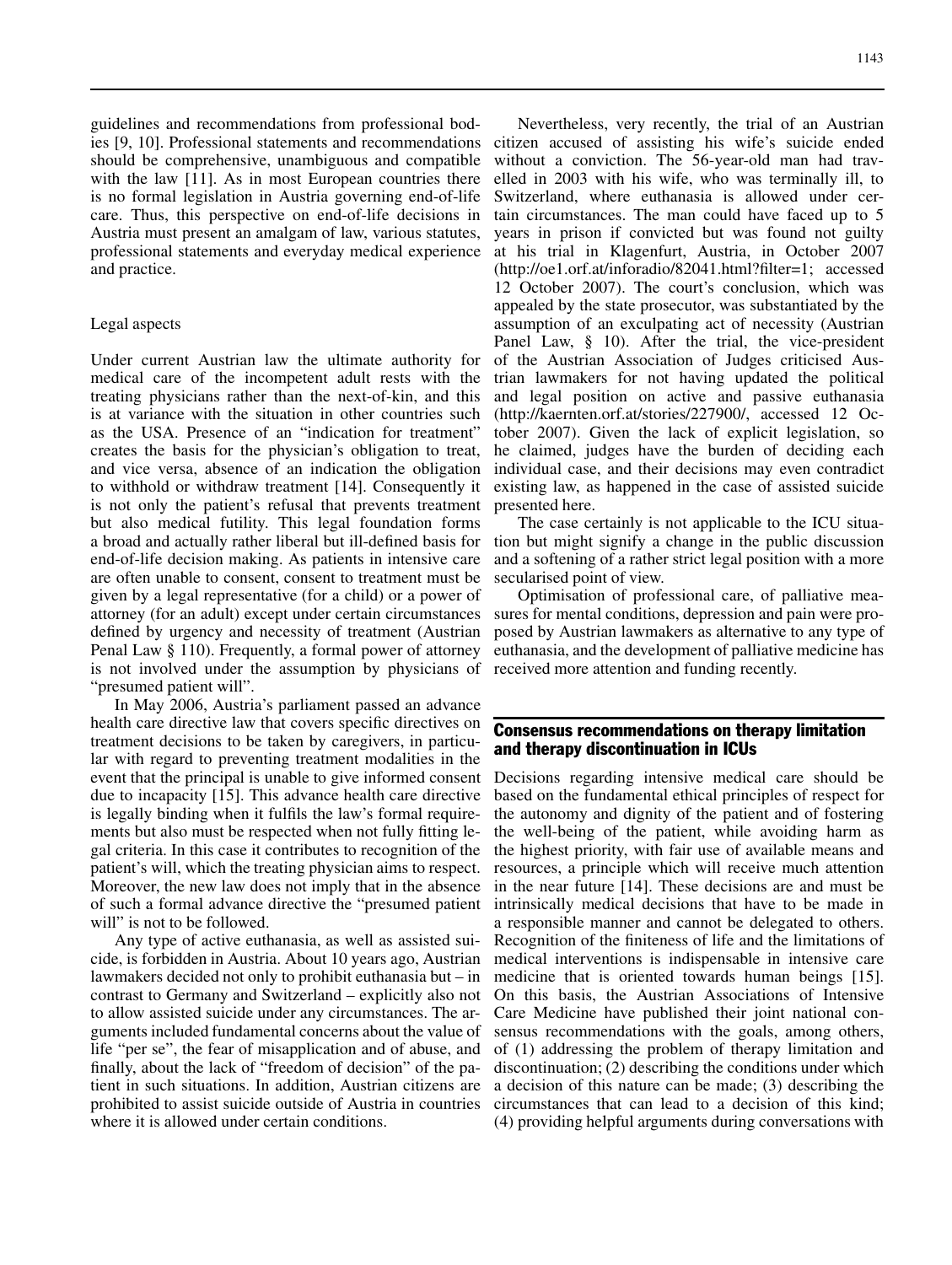guidelines and recommendations from professional bodies [9, 10]. Professional statements and recommendations should be comprehensive, unambiguous and compatible with the law [11]. As in most European countries there is no formal legislation in Austria governing end-of-life care. Thus, this perspective on end-of-life decisions in Austria must present an amalgam of law, various statutes, professional statements and everyday medical experience and practice.

### Legal aspects

Under current Austrian law the ultimate authority for medical care of the incompetent adult rests with the treating physicians rather than the next-of-kin, and this is at variance with the situation in other countries such as the USA. Presence of an "indication for treatment" creates the basis for the physician's obligation to treat, and vice versa, absence of an indication the obligation to withhold or withdraw treatment [14]. Consequently it is not only the patient's refusal that prevents treatment but also medical futility. This legal foundation forms a broad and actually rather liberal but ill-defined basis for end-of-life decision making. As patients in intensive care are often unable to consent, consent to treatment must be given by a legal representative (for a child) or a power of attorney (for an adult) except under certain circumstances defined by urgency and necessity of treatment (Austrian Penal Law § 110). Frequently, a formal power of attorney is not involved under the assumption by physicians of "presumed patient will".

In May 2006, Austria's parliament passed an advance health care directive law that covers specific directives on treatment decisions to be taken by caregivers, in particular with regard to preventing treatment modalities in the event that the principal is unable to give informed consent due to incapacity [15]. This advance health care directive is legally binding when it fulfils the law's formal requirements but also must be respected when not fully fitting legal criteria. In this case it contributes to recognition of the patient's will, which the treating physician aims to respect. Moreover, the new law does not imply that in the absence of such a formal advance directive the "presumed patient will" is not to be followed.

Any type of active euthanasia, as well as assisted suicide, is forbidden in Austria. About 10 years ago, Austrian lawmakers decided not only to prohibit euthanasia but – in contrast to Germany and Switzerland – explicitly also not to allow assisted suicide under any circumstances. The arguments included fundamental concerns about the value of life "per se", the fear of misapplication and of abuse, and finally, about the lack of "freedom of decision" of the patient in such situations. In addition, Austrian citizens are prohibited to assist suicide outside of Austria in countries where it is allowed under certain conditions.

Nevertheless, very recently, the trial of an Austrian citizen accused of assisting his wife's suicide ended without a conviction. The 56-year-old man had travelled in 2003 with his wife, who was terminally ill, to Switzerland, where euthanasia is allowed under certain circumstances. The man could have faced up to 5 years in prison if convicted but was found not guilty at his trial in Klagenfurt, Austria, in October 2007 (http://oe1.orf.at/inforadio/82041.html?filter=1; accessed 12 October 2007). The court's conclusion, which was appealed by the state prosecutor, was substantiated by the assumption of an exculpating act of necessity (Austrian Panel Law, § 10). After the trial, the vice-president of the Austrian Association of Judges criticised Austrian lawmakers for not having updated the political and legal position on active and passive euthanasia (http://kaernten.orf.at/stories/227900/, accessed 12 October 2007). Given the lack of explicit legislation, so he claimed, judges have the burden of deciding each individual case, and their decisions may even contradict existing law, as happened in the case of assisted suicide presented here.

The case certainly is not applicable to the ICU situation but might signify a change in the public discussion and a softening of a rather strict legal position with a more secularised point of view.

Optimisation of professional care, of palliative measures for mental conditions, depression and pain were proposed by Austrian lawmakers as alternative to any type of euthanasia, and the development of palliative medicine has received more attention and funding recently.

## Consensus recommendations on therapy limitation and therapy discontinuation in ICUs

Decisions regarding intensive medical care should be based on the fundamental ethical principles of respect for the autonomy and dignity of the patient and of fostering the well-being of the patient, while avoiding harm as the highest priority, with fair use of available means and resources, a principle which will receive much attention in the near future [14]. These decisions are and must be intrinsically medical decisions that have to be made in a responsible manner and cannot be delegated to others. Recognition of the finiteness of life and the limitations of medical interventions is indispensable in intensive care medicine that is oriented towards human beings [15]. On this basis, the Austrian Associations of Intensive Care Medicine have published their joint national consensus recommendations with the goals, among others, of (1) addressing the problem of therapy limitation and discontinuation; (2) describing the conditions under which a decision of this nature can be made; (3) describing the circumstances that can lead to a decision of this kind; (4) providing helpful arguments during conversations with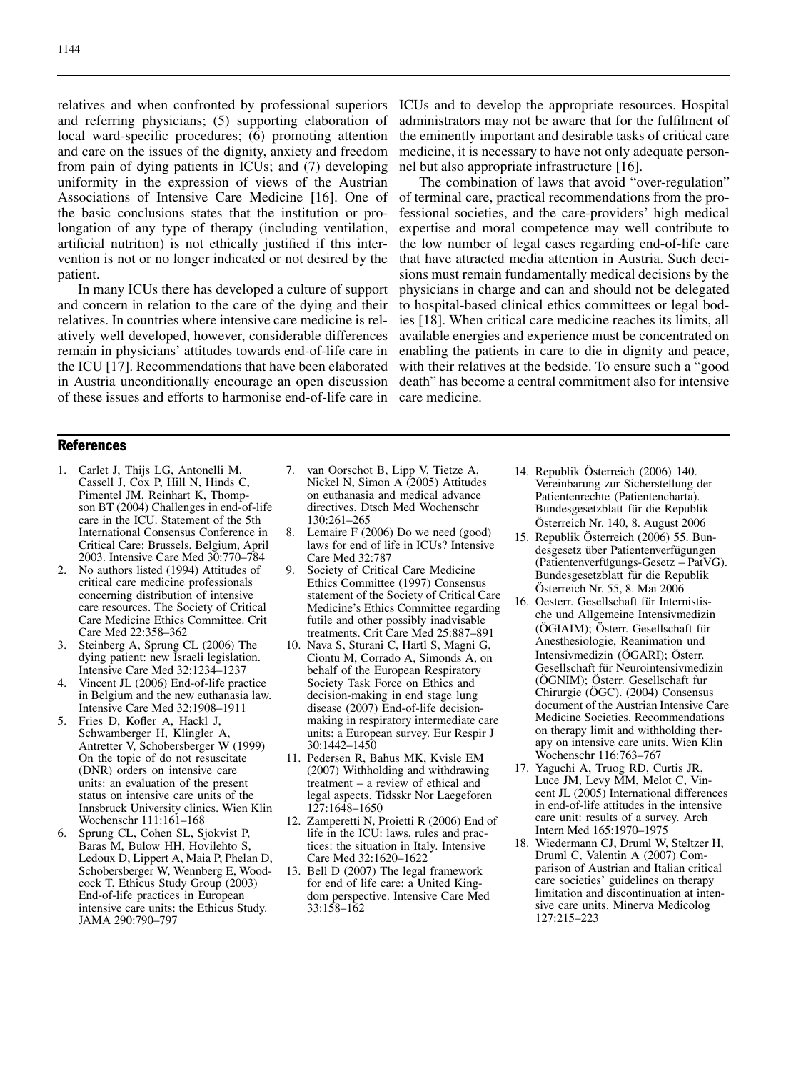relatives and when confronted by professional superiors and referring physicians; (5) supporting elaboration of local ward-specific procedures; (6) promoting attention and care on the issues of the dignity, anxiety and freedom from pain of dying patients in ICUs; and (7) developing uniformity in the expression of views of the Austrian Associations of Intensive Care Medicine [16]. One of the basic conclusions states that the institution or prolongation of any type of therapy (including ventilation, artificial nutrition) is not ethically justified if this intervention is not or no longer indicated or not desired by the patient.

In many ICUs there has developed a culture of support and concern in relation to the care of the dying and their relatives. In countries where intensive care medicine is relatively well developed, however, considerable differences remain in physicians' attitudes towards end-of-life care in the ICU [17]. Recommendations that have been elaborated in Austria unconditionally encourage an open discussion of these issues and efforts to harmonise end-of-life care in ICUs and to develop the appropriate resources. Hospital administrators may not be aware that for the fulfilment of the eminently important and desirable tasks of critical care medicine, it is necessary to have not only adequate personnel but also appropriate infrastructure [16].

The combination of laws that avoid "over-regulation" of terminal care, practical recommendations from the professional societies, and the care-providers' high medical expertise and moral competence may well contribute to the low number of legal cases regarding end-of-life care that have attracted media attention in Austria. Such decisions must remain fundamentally medical decisions by the physicians in charge and can and should not be delegated to hospital-based clinical ethics committees or legal bodies [18]. When critical care medicine reaches its limits, all available energies and experience must be concentrated on enabling the patients in care to die in dignity and peace, with their relatives at the bedside. To ensure such a "good death" has become a central commitment also for intensive care medicine.

## References

1. Carlet J, Thijs LG, Antonelli M, Cassell J, Cox P, Hill N, Hinds C, Pimentel JM, Reinhart K, Thompson BT (2004) Challenges in end-of-life care in the ICU. Statement of the 5th International Consensus Conference in Critical Care: Brussels, Belgium, April 2003. Intensive Care Med 30:770–784
2. No authors listed (1994) Attitudes of critical care medicine professionals concerning distribution of intensive care resources. The Society of Critical Care Medicine Ethics Committee. Crit Care Med 22:358–362
3. Steinberg A, Sprung CL (2006) The dying patient: new Israeli legislation. Intensive Care Med 32:1234–1237
4. Vincent JL (2006) End-of-life practice in Belgium and the new euthanasia law. Intensive Care Med 32:1908–1911
5. Fries D, Kofler A, Hackl J, Schwamberger H, Klingler A, Antretter V, Schobersberger W (1999) On the topic of do not resuscitate (DNR) orders on intensive care units: an evaluation of the present status on intensive care units of the Innsbruck University clinics. Wien Klin Wochenschr 111:161–168
6. Sprung CL, Cohen SL, Sjokvist P, Baras M, Bulow HH, Hovilehto S, Ledoux D, Lippert A, Maia P, Phelan D, Schobersberger W, Wennberg E, Woodcock T, Ethicus Study Group (2003) End-of-life practices in European intensive care units: the Ethicus Study. JAMA 290:790–797
7. van Oorschot B, Lipp V, Tietze A, Nickel N, Simon A (2005) Attitudes on euthanasia and medical advance directives. Dtsch Med Wochenschr 130:261–265
8. Lemaire F (2006) Do we need (good) laws for end of life in ICUs? Intensive Care Med 32:787
9. Society of Critical Care Medicine Ethics Committee (1997) Consensus statement of the Society of Critical Care Medicine's Ethics Committee regarding futile and other possibly inadvisable treatments. Crit Care Med 25:887–891
10. Nava S, Sturani C, Hartl S, Magni G, Ciontu M, Corrado A, Simonds A, on behalf of the European Respiratory Society Task Force on Ethics and decision-making in end stage lung disease (2007) End-of-life decision-making in respiratory intermediate care units: a European survey. Eur Respir J 30:1442–1450
11. Pedersen R, Bahus MK, Kvisle EM (2007) Withholding and withdrawing treatment – a review of ethical and legal aspects. Tidsskr Nor Laegeforen 127:1648–1650
12. Zamperetti N, Proietti R (2006) End of life in the ICU: laws, rules and practices: the situation in Italy. Intensive Care Med 32:1620–1622
13. Bell D (2007) The legal framework for end of life care: a United Kingdom perspective. Intensive Care Med 33:158–162
14. Republik Österreich (2006) 140. Vereinbarung zur Sicherstellung der Patientenrechte (Patientencharta). Bundesgesetzblatt für die Republik Österreich Nr. 140, 8. August 2006
15. Republik Österreich (2006) 55. Bundesgesetz über Patientenverfügungen (Patientenverfügungs-Gesetz – PatVG). Bundesgesetzblatt für die Republik Österreich Nr. 55, 8. Mai 2006
16. Oesterr. Gesellschaft für Internistische und Allgemeine Intensivmedizin (ÖGIAIM); Österr. Gesellschaft für Anesthesiologie, Reanimation und Intensivmedizin (ÖGARI); Österr. Gesellschaft für Neurointensivmedizin (ÖGNIM); Österr. Gesellschaft fur Chirurgie (ÖGC). (2004) Consensus document of the Austrian Intensive Care Medicine Societies. Recommendations on therapy limit and withholding therapy on intensive care units. Wien Klin Wochenschr 116:763–767
17. Yaguchi A, Truog RD, Curtis JR, Luce JM, Levy MM, Melot C, Vincent JL (2005) International differences in end-of-life attitudes in the intensive care unit: results of a survey. Arch Intern Med 165:1970–1975
18. Wiedermann CJ, Druml W, Steltzer H, Druml C, Valentin A (2007) Comparison of Austrian and Italian critical care societies' guidelines on therapy limitation and discontinuation at intensive care units. Minerva Medicolog 127:215–223